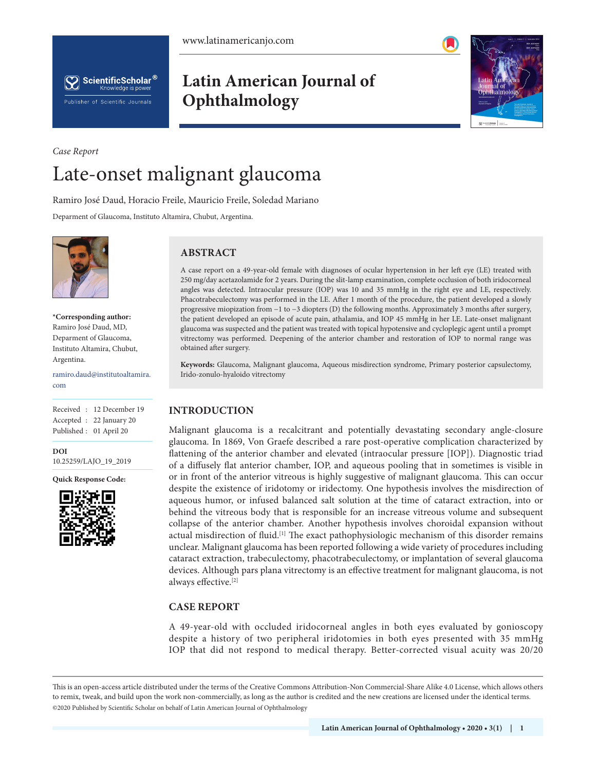Case Report

# Late-onset malignant glaucoma

Ramiro José Daud, Horacio Freile, Mauricio Freile, Soledad Mariano

Deparment of Glaucoma, Instituto Altamira, Chubut, Argentina.

**\*Corresponding author:**
Ramiro José Daud, MD,
Deparment of Glaucoma,
Instituto Altamira, Chubut,
Argentina.

ramiro.daud@institutoaltamira.com

Received : 12 December 19
Accepted : 22 January 20
Published : 01 April 20

**DOI**
10.25259/LAJO_19_2019

**Quick Response Code:**

## ABSTRACT

A case report on a 49-year-old female with diagnoses of ocular hypertension in her left eye (LE) treated with 250 mg/day acetazolamide for 2 years. During the slit-lamp examination, complete occlusion of both iridocorneal angles was detected. Intraocular pressure (IOP) was 10 and 35 mmHg in the right eye and LE, respectively. Phacotrabeculectomy was performed in the LE. After 1 month of the procedure, the patient developed a slowly progressive miopization from −1 to −3 diopters (D) the following months. Approximately 3 months after surgery, the patient developed an episode of acute pain, athalamia, and IOP 45 mmHg in her LE. Late-onset malignant glaucoma was suspected and the patient was treated with topical hypotensive and cycloplegic agent until a prompt vitrectomy was performed. Deepening of the anterior chamber and restoration of IOP to normal range was obtained after surgery.

**Keywords:** Glaucoma, Malignant glaucoma, Aqueous misdirection syndrome, Primary posterior capsulectomy, Irido-zonulo-hyaloido vitrectomy

## INTRODUCTION

Malignant glaucoma is a recalcitrant and potentially devastating secondary angle-closure glaucoma. In 1869, Von Graefe described a rare post-operative complication characterized by flattening of the anterior chamber and elevated (intraocular pressure [IOP]). Diagnostic triad of a diffusely flat anterior chamber, IOP, and aqueous pooling that in sometimes is visible in or in front of the anterior vitreous is highly suggestive of malignant glaucoma. This can occur despite the existence of iridotomy or iridectomy. One hypothesis involves the misdirection of aqueous humor, or infused balanced salt solution at the time of cataract extraction, into or behind the vitreous body that is responsible for an increase vitreous volume and subsequent collapse of the anterior chamber. Another hypothesis involves choroidal expansion without actual misdirection of fluid.[1] The exact pathophysiologic mechanism of this disorder remains unclear. Malignant glaucoma has been reported following a wide variety of procedures including cataract extraction, trabeculectomy, phacotrabeculectomy, or implantation of several glaucoma devices. Although pars plana vitrectomy is an effective treatment for malignant glaucoma, is not always effective.[2]

## CASE REPORT

A 49-year-old with occluded iridocorneal angles in both eyes evaluated by gonioscopy despite a history of two peripheral iridotomies in both eyes presented with 35 mmHg IOP that did not respond to medical therapy. Better-corrected visual acuity was 20/20

This is an open-access article distributed under the terms of the Creative Commons Attribution-Non Commercial-Share Alike 4.0 License, which allows others to remix, tweak, and build upon the work non-commercially, as long as the author is credited and the new creations are licensed under the identical terms.
©2020 Published by Scientific Scholar on behalf of Latin American Journal of Ophthalmology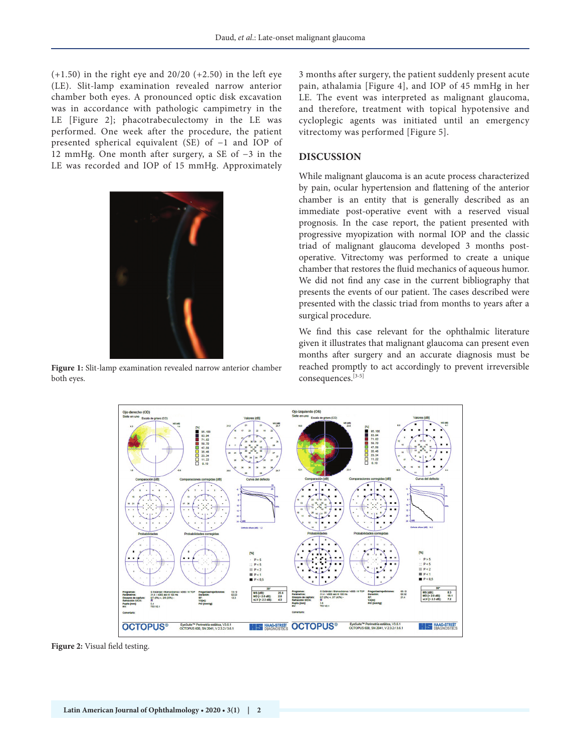(+1.50) in the right eye and 20/20 (+2.50) in the left eye (LE). Slit-lamp examination revealed narrow anterior chamber both eyes. A pronounced optic disk excavation was in accordance with pathologic campimetry in the LE [Figure 2]; phacotrabeculectomy in the LE was performed. One week after the procedure, the patient presented spherical equivalent (SE) of −1 and IOP of 12 mmHg. One month after surgery, a SE of −3 in the LE was recorded and IOP of 15 mmHg. Approximately 3 months after surgery, the patient suddenly present acute pain, athalamia [Figure 4], and IOP of 45 mmHg in her LE. The event was interpreted as malignant glaucoma, and therefore, treatment with topical hypotensive and cycloplegic agents was initiated until an emergency vitrectomy was performed [Figure 5].

Figure 1: Slit-lamp examination revealed narrow anterior chamber both eyes.

## DISCUSSION

While malignant glaucoma is an acute process characterized by pain, ocular hypertension and flattening of the anterior chamber is an entity that is generally described as an immediate post-operative event with a reserved visual prognosis. In the case report, the patient presented with progressive myopization with normal IOP and the classic triad of malignant glaucoma developed 3 months post-operative. Vitrectomy was performed to create a unique chamber that restores the fluid mechanics of aqueous humor. We did not find any case in the current bibliography that presents the events of our patient. The cases described were presented with the classic triad from months to years after a surgical procedure.

We find this case relevant for the ophthalmic literature given it illustrates that malignant glaucoma can present even months after surgery and an accurate diagnosis must be reached promptly to act accordingly to prevent irreversible consequences.[3-5]

Figure 2: Visual field testing.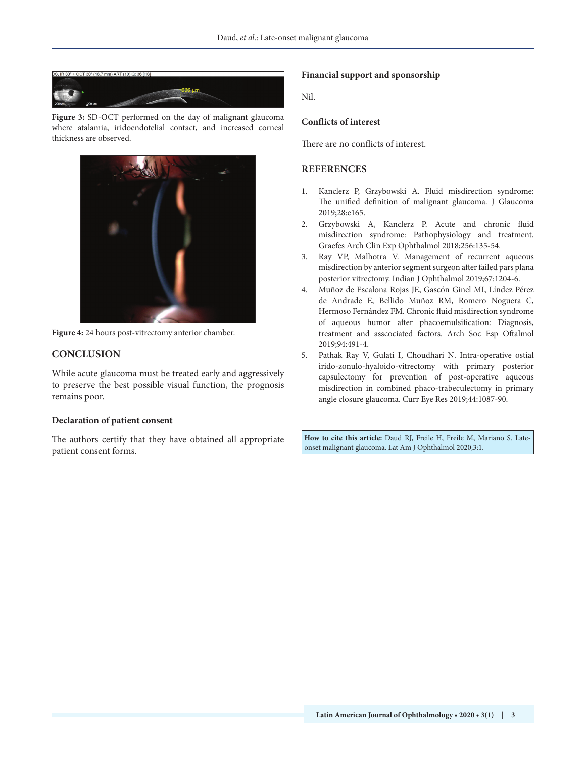Figure 3: SD-OCT performed on the day of malignant glaucoma where atalamia, iridoendotelial contact, and increased corneal thickness are observed.

Figure 4: 24 hours post-vitrectomy anterior chamber.

## CONCLUSION

While acute glaucoma must be treated early and aggressively to preserve the best possible visual function, the prognosis remains poor.

### Declaration of patient consent

The authors certify that they have obtained all appropriate patient consent forms.

### Financial support and sponsorship

Nil.

### Conflicts of interest

There are no conflicts of interest.

## REFERENCES

1. Kanclerz P, Grzybowski A. Fluid misdirection syndrome: The unified definition of malignant glaucoma. J Glaucoma 2019;28:e165.
2. Grzybowski A, Kanclerz P. Acute and chronic fluid misdirection syndrome: Pathophysiology and treatment. Graefes Arch Clin Exp Ophthalmol 2018;256:135-54.
3. Ray VP, Malhotra V. Management of recurrent aqueous misdirection by anterior segment surgeon after failed pars plana posterior vitrectomy. Indian J Ophthalmol 2019;67:1204-6.
4. Muñoz de Escalona Rojas JE, Gascón Ginel MI, Líndez Pérez de Andrade E, Bellido Muñoz RM, Romero Noguera C, Hermoso Fernández FM. Chronic fluid misdirection syndrome of aqueous humor after phacoemulsification: Diagnosis, treatment and asscociated factors. Arch Soc Esp Oftalmol 2019;94:491-4.
5. Pathak Ray V, Gulati I, Choudhari N. Intra-operative ostial irido-zonulo-hyaloido-vitrectomy with primary posterior capsulectomy for prevention of post-operative aqueous misdirection in combined phaco-trabeculectomy in primary angle closure glaucoma. Curr Eye Res 2019;44:1087-90.

**How to cite this article:** Daud RJ, Freile H, Freile M, Mariano S. Late-onset malignant glaucoma. Lat Am J Ophthalmol 2020;3:1.